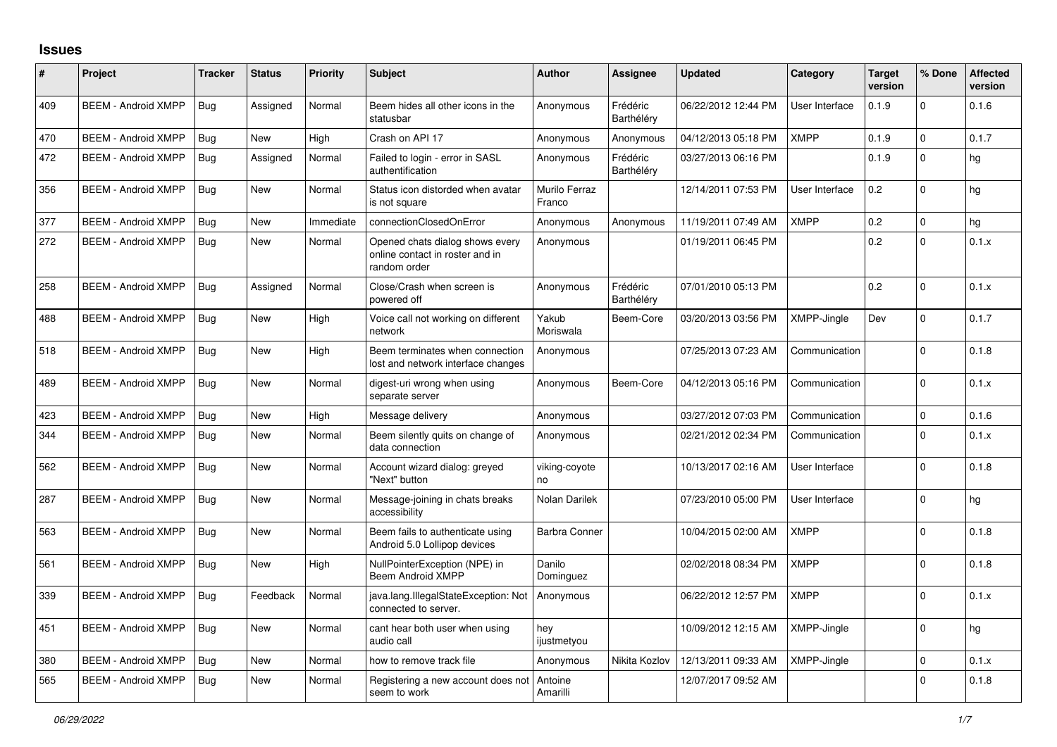## Issues

| # | Project | Tracker | Status | Priority | Subject | Author | Assignee | Updated | Category | Target version | % Done | Affected version |
|---|---|---|---|---|---|---|---|---|---|---|---|---|
| 409 | BEEM - Android XMPP | Bug | Assigned | Normal | Beem hides all other icons in the statusbar | Anonymous | Frédéric Barthéléry | 06/22/2012 12:44 PM | User Interface | 0.1.9 | 0 | 0.1.6 |
| 470 | BEEM - Android XMPP | Bug | New | High | Crash on API 17 | Anonymous | Anonymous | 04/12/2013 05:18 PM | XMPP | 0.1.9 | 0 | 0.1.7 |
| 472 | BEEM - Android XMPP | Bug | Assigned | Normal | Failed to login - error in SASL authentification | Anonymous | Frédéric Barthéléry | 03/27/2013 06:16 PM | | 0.1.9 | 0 | hg |
| 356 | BEEM - Android XMPP | Bug | New | Normal | Status icon distorded when avatar is not square | Murilo Ferraz Franco | | 12/14/2011 07:53 PM | User Interface | 0.2 | 0 | hg |
| 377 | BEEM - Android XMPP | Bug | New | Immediate | connectionClosedOnError | Anonymous | Anonymous | 11/19/2011 07:49 AM | XMPP | 0.2 | 0 | hg |
| 272 | BEEM - Android XMPP | Bug | New | Normal | Opened chats dialog shows every online contact in roster and in random order | Anonymous | | 01/19/2011 06:45 PM | | 0.2 | 0 | 0.1.x |
| 258 | BEEM - Android XMPP | Bug | Assigned | Normal | Close/Crash when screen is powered off | Anonymous | Frédéric Barthéléry | 07/01/2010 05:13 PM | | 0.2 | 0 | 0.1.x |
| 488 | BEEM - Android XMPP | Bug | New | High | Voice call not working on different network | Yakub Moriswala | Beem-Core | 03/20/2013 03:56 PM | XMPP-Jingle | Dev | 0 | 0.1.7 |
| 518 | BEEM - Android XMPP | Bug | New | High | Beem terminates when connection lost and network interface changes | Anonymous | | 07/25/2013 07:23 AM | Communication | | 0 | 0.1.8 |
| 489 | BEEM - Android XMPP | Bug | New | Normal | digest-uri wrong when using separate server | Anonymous | Beem-Core | 04/12/2013 05:16 PM | Communication | | 0 | 0.1.x |
| 423 | BEEM - Android XMPP | Bug | New | High | Message delivery | Anonymous | | 03/27/2012 07:03 PM | Communication | | 0 | 0.1.6 |
| 344 | BEEM - Android XMPP | Bug | New | Normal | Beem silently quits on change of data connection | Anonymous | | 02/21/2012 02:34 PM | Communication | | 0 | 0.1.x |
| 562 | BEEM - Android XMPP | Bug | New | Normal | Account wizard dialog: greyed "Next" button | viking-coyote no | | 10/13/2017 02:16 AM | User Interface | | 0 | 0.1.8 |
| 287 | BEEM - Android XMPP | Bug | New | Normal | Message-joining in chats breaks accessibility | Nolan Darilek | | 07/23/2010 05:00 PM | User Interface | | 0 | hg |
| 563 | BEEM - Android XMPP | Bug | New | Normal | Beem fails to authenticate using Android 5.0 Lollipop devices | Barbra Conner | | 10/04/2015 02:00 AM | XMPP | | 0 | 0.1.8 |
| 561 | BEEM - Android XMPP | Bug | New | High | NullPointerException (NPE) in Beem Android XMPP | Danilo Dominguez | | 02/02/2018 08:34 PM | XMPP | | 0 | 0.1.8 |
| 339 | BEEM - Android XMPP | Bug | Feedback | Normal | java.lang.IllegalStateException: Not connected to server. | Anonymous | | 06/22/2012 12:57 PM | XMPP | | 0 | 0.1.x |
| 451 | BEEM - Android XMPP | Bug | New | Normal | cant hear both user when using audio call | hey ijustmetyou | | 10/09/2012 12:15 AM | XMPP-Jingle | | 0 | hg |
| 380 | BEEM - Android XMPP | Bug | New | Normal | how to remove track file | Anonymous | Nikita Kozlov | 12/13/2011 09:33 AM | XMPP-Jingle | | 0 | 0.1.x |
| 565 | BEEM - Android XMPP | Bug | New | Normal | Registering a new account does not seem to work | Antoine Amarilli | | 12/07/2017 09:52 AM | | | 0 | 0.1.8 |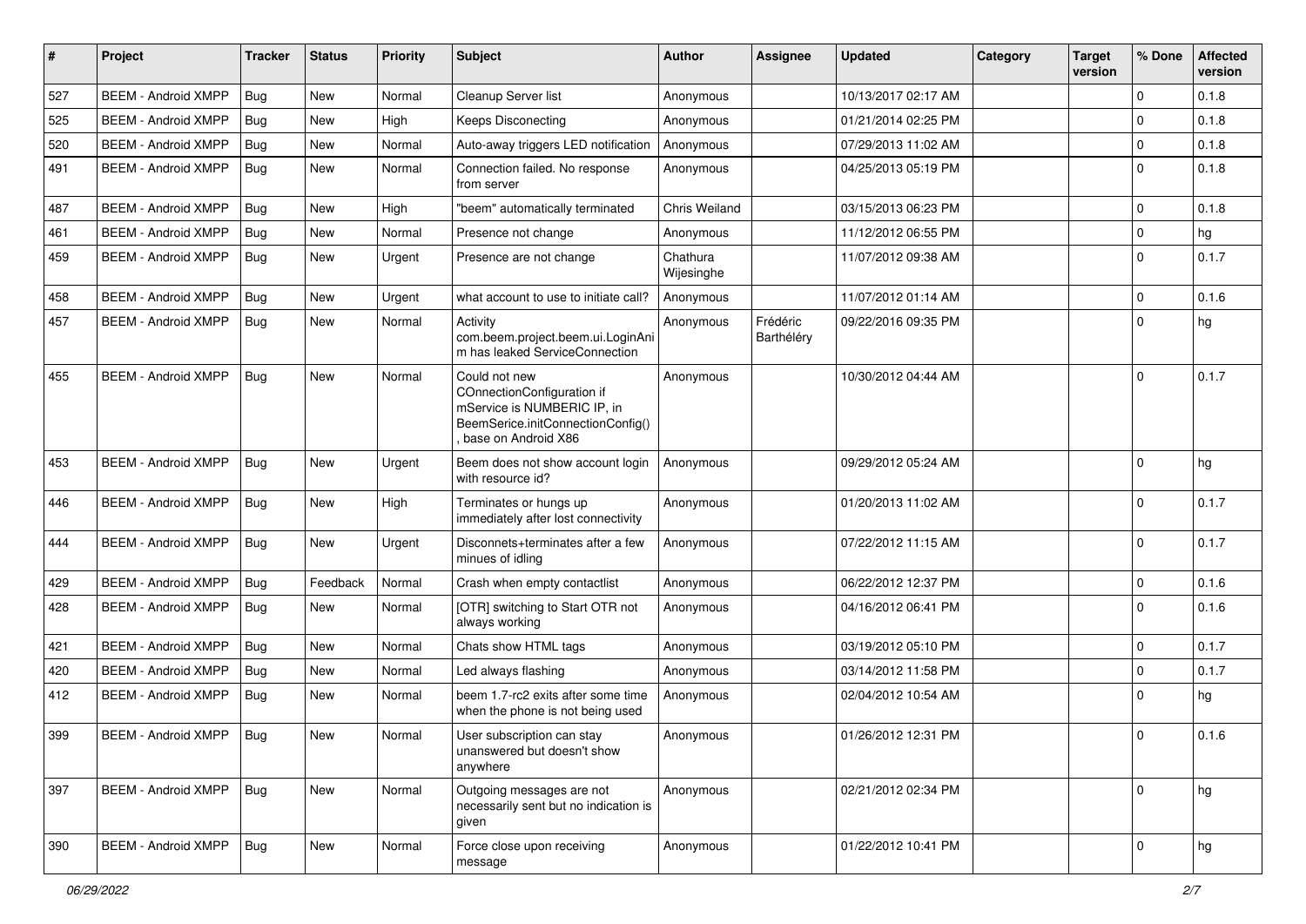| # | Project | Tracker | Status | Priority | Subject | Author | Assignee | Updated | Category | Target version | % Done | Affected version |
|---|---|---|---|---|---|---|---|---|---|---|---|---|
| 527 | BEEM - Android XMPP | Bug | New | Normal | Cleanup Server list | Anonymous | | 10/13/2017 02:17 AM | | | 0 | 0.1.8 |
| 525 | BEEM - Android XMPP | Bug | New | High | Keeps Disconecting | Anonymous | | 01/21/2014 02:25 PM | | | 0 | 0.1.8 |
| 520 | BEEM - Android XMPP | Bug | New | Normal | Auto-away triggers LED notification | Anonymous | | 07/29/2013 11:02 AM | | | 0 | 0.1.8 |
| 491 | BEEM - Android XMPP | Bug | New | Normal | Connection failed. No response from server | Anonymous | | 04/25/2013 05:19 PM | | | 0 | 0.1.8 |
| 487 | BEEM - Android XMPP | Bug | New | High | "beem" automatically terminated | Chris Weiland | | 03/15/2013 06:23 PM | | | 0 | 0.1.8 |
| 461 | BEEM - Android XMPP | Bug | New | Normal | Presence not change | Anonymous | | 11/12/2012 06:55 PM | | | 0 | hg |
| 459 | BEEM - Android XMPP | Bug | New | Urgent | Presence are not change | Chathura Wijesinghe | | 11/07/2012 09:38 AM | | | 0 | 0.1.7 |
| 458 | BEEM - Android XMPP | Bug | New | Urgent | what account to use to initiate call? | Anonymous | | 11/07/2012 01:14 AM | | | 0 | 0.1.6 |
| 457 | BEEM - Android XMPP | Bug | New | Normal | Activity com.beem.project.beem.ui.LoginAnim has leaked ServiceConnection | Anonymous | Frédéric Barthéléry | 09/22/2016 09:35 PM | | | 0 | hg |
| 455 | BEEM - Android XMPP | Bug | New | Normal | Could not new COnnectionConfiguration if mService is NUMBERIC IP, in BeemSerice.initConnectionConfig() , base on Android X86 | Anonymous | | 10/30/2012 04:44 AM | | | 0 | 0.1.7 |
| 453 | BEEM - Android XMPP | Bug | New | Urgent | Beem does not show account login with resource id? | Anonymous | | 09/29/2012 05:24 AM | | | 0 | hg |
| 446 | BEEM - Android XMPP | Bug | New | High | Terminates or hungs up immediately after lost connectivity | Anonymous | | 01/20/2013 11:02 AM | | | 0 | 0.1.7 |
| 444 | BEEM - Android XMPP | Bug | New | Urgent | Disconnets+terminates after a few minues of idling | Anonymous | | 07/22/2012 11:15 AM | | | 0 | 0.1.7 |
| 429 | BEEM - Android XMPP | Bug | Feedback | Normal | Crash when empty contactlist | Anonymous | | 06/22/2012 12:37 PM | | | 0 | 0.1.6 |
| 428 | BEEM - Android XMPP | Bug | New | Normal | [OTR] switching to Start OTR not always working | Anonymous | | 04/16/2012 06:41 PM | | | 0 | 0.1.6 |
| 421 | BEEM - Android XMPP | Bug | New | Normal | Chats show HTML tags | Anonymous | | 03/19/2012 05:10 PM | | | 0 | 0.1.7 |
| 420 | BEEM - Android XMPP | Bug | New | Normal | Led always flashing | Anonymous | | 03/14/2012 11:58 PM | | | 0 | 0.1.7 |
| 412 | BEEM - Android XMPP | Bug | New | Normal | beem 1.7-rc2 exits after some time when the phone is not being used | Anonymous | | 02/04/2012 10:54 AM | | | 0 | hg |
| 399 | BEEM - Android XMPP | Bug | New | Normal | User subscription can stay unanswered but doesn't show anywhere | Anonymous | | 01/26/2012 12:31 PM | | | 0 | 0.1.6 |
| 397 | BEEM - Android XMPP | Bug | New | Normal | Outgoing messages are not necessarily sent but no indication is given | Anonymous | | 02/21/2012 02:34 PM | | | 0 | hg |
| 390 | BEEM - Android XMPP | Bug | New | Normal | Force close upon receiving message | Anonymous | | 01/22/2012 10:41 PM | | | 0 | hg |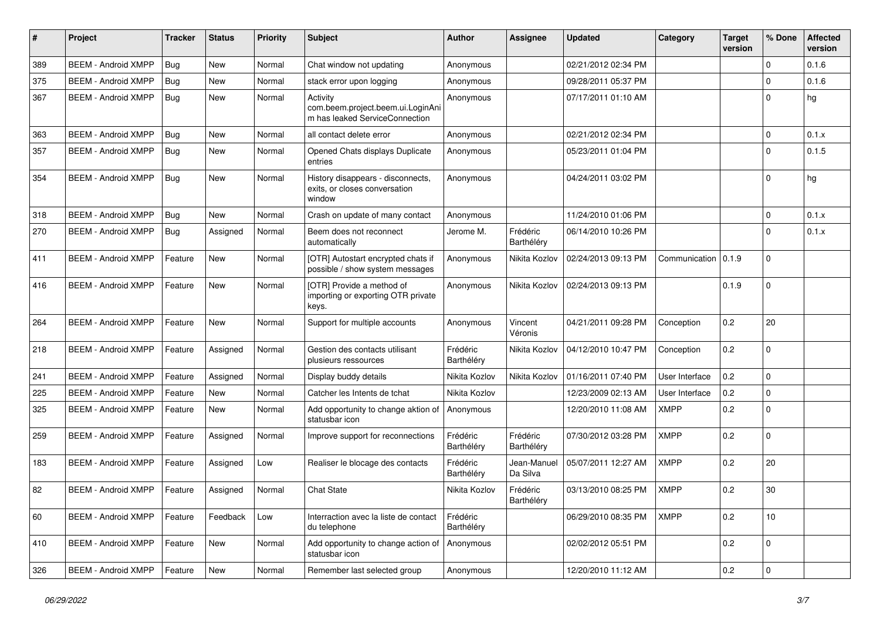| # | Project | Tracker | Status | Priority | Subject | Author | Assignee | Updated | Category | Target version | % Done | Affected version |
|---|---|---|---|---|---|---|---|---|---|---|---|---|
| 389 | BEEM - Android XMPP | Bug | New | Normal | Chat window not updating | Anonymous | | 02/21/2012 02:34 PM | | | 0 | 0.1.6 |
| 375 | BEEM - Android XMPP | Bug | New | Normal | stack error upon logging | Anonymous | | 09/28/2011 05:37 PM | | | 0 | 0.1.6 |
| 367 | BEEM - Android XMPP | Bug | New | Normal | Activity com.beem.project.beem.ui.LoginAnim has leaked ServiceConnection | Anonymous | | 07/17/2011 01:10 AM | | | 0 | hg |
| 363 | BEEM - Android XMPP | Bug | New | Normal | all contact delete error | Anonymous | | 02/21/2012 02:34 PM | | | 0 | 0.1.x |
| 357 | BEEM - Android XMPP | Bug | New | Normal | Opened Chats displays Duplicate entries | Anonymous | | 05/23/2011 01:04 PM | | | 0 | 0.1.5 |
| 354 | BEEM - Android XMPP | Bug | New | Normal | History disappears - disconnects, exits, or closes conversation window | Anonymous | | 04/24/2011 03:02 PM | | | 0 | hg |
| 318 | BEEM - Android XMPP | Bug | New | Normal | Crash on update of many contact | Anonymous | | 11/24/2010 01:06 PM | | | 0 | 0.1.x |
| 270 | BEEM - Android XMPP | Bug | Assigned | Normal | Beem does not reconnect automatically | Jerome M. | Frédéric Barthéléry | 06/14/2010 10:26 PM | | | 0 | 0.1.x |
| 411 | BEEM - Android XMPP | Feature | New | Normal | [OTR] Autostart encrypted chats if possible / show system messages | Anonymous | Nikita Kozlov | 02/24/2013 09:13 PM | Communication | 0.1.9 | 0 | |
| 416 | BEEM - Android XMPP | Feature | New | Normal | [OTR] Provide a method of importing or exporting OTR private keys. | Anonymous | Nikita Kozlov | 02/24/2013 09:13 PM | | 0.1.9 | 0 | |
| 264 | BEEM - Android XMPP | Feature | New | Normal | Support for multiple accounts | Anonymous | Vincent Véronis | 04/21/2011 09:28 PM | Conception | 0.2 | 20 | |
| 218 | BEEM - Android XMPP | Feature | Assigned | Normal | Gestion des contacts utilisant plusieurs ressources | Frédéric Barthéléry | Nikita Kozlov | 04/12/2010 10:47 PM | Conception | 0.2 | 0 | |
| 241 | BEEM - Android XMPP | Feature | Assigned | Normal | Display buddy details | Nikita Kozlov | Nikita Kozlov | 01/16/2011 07:40 PM | User Interface | 0.2 | 0 | |
| 225 | BEEM - Android XMPP | Feature | New | Normal | Catcher les Intents de tchat | Nikita Kozlov | | 12/23/2009 02:13 AM | User Interface | 0.2 | 0 | |
| 325 | BEEM - Android XMPP | Feature | New | Normal | Add opportunity to change aktion of statusbar icon | Anonymous | | 12/20/2010 11:08 AM | XMPP | 0.2 | 0 | |
| 259 | BEEM - Android XMPP | Feature | Assigned | Normal | Improve support for reconnections | Frédéric Barthéléry | Frédéric Barthéléry | 07/30/2012 03:28 PM | XMPP | 0.2 | 0 | |
| 183 | BEEM - Android XMPP | Feature | Assigned | Low | Realiser le blocage des contacts | Frédéric Barthéléry | Jean-Manuel Da Silva | 05/07/2011 12:27 AM | XMPP | 0.2 | 20 | |
| 82 | BEEM - Android XMPP | Feature | Assigned | Normal | Chat State | Nikita Kozlov | Frédéric Barthéléry | 03/13/2010 08:25 PM | XMPP | 0.2 | 30 | |
| 60 | BEEM - Android XMPP | Feature | Feedback | Low | Interraction avec la liste de contact du telephone | Frédéric Barthéléry | | 06/29/2010 08:35 PM | XMPP | 0.2 | 10 | |
| 410 | BEEM - Android XMPP | Feature | New | Normal | Add opportunity to change action of statusbar icon | Anonymous | | 02/02/2012 05:51 PM | | 0.2 | 0 | |
| 326 | BEEM - Android XMPP | Feature | New | Normal | Remember last selected group | Anonymous | | 12/20/2010 11:12 AM | | 0.2 | 0 | |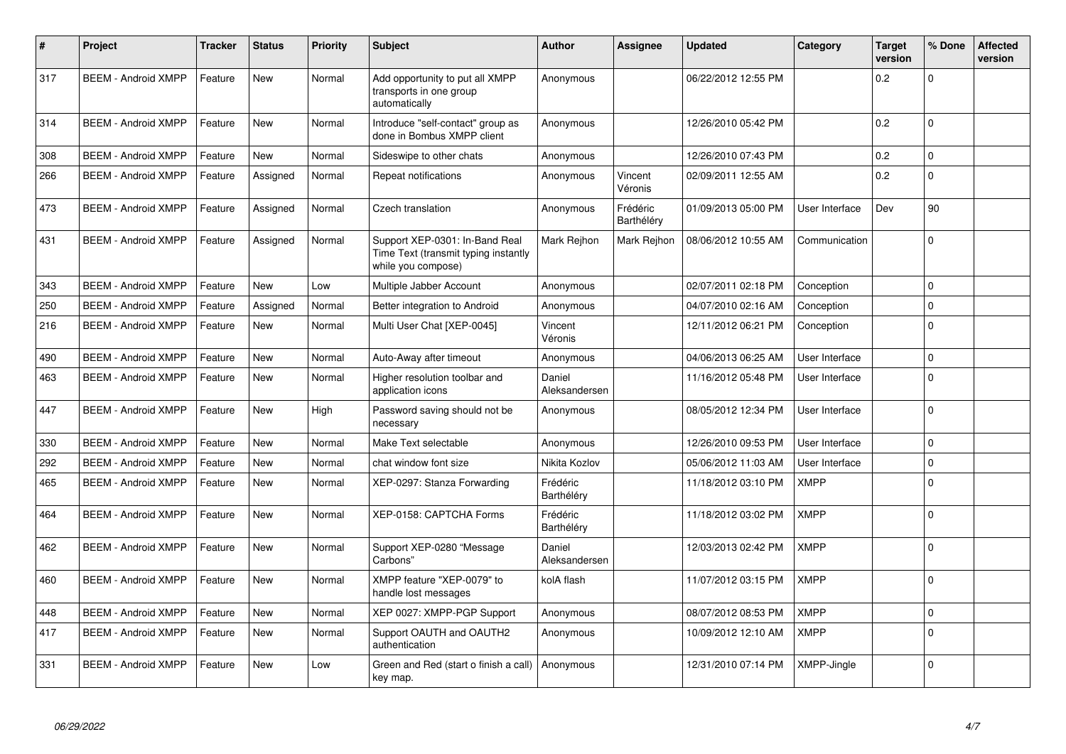| # | Project | Tracker | Status | Priority | Subject | Author | Assignee | Updated | Category | Target version | % Done | Affected version |
|---|---|---|---|---|---|---|---|---|---|---|---|---|
| 317 | BEEM - Android XMPP | Feature | New | Normal | Add opportunity to put all XMPP transports in one group automatically | Anonymous | | 06/22/2012 12:55 PM | | 0.2 | 0 | |
| 314 | BEEM - Android XMPP | Feature | New | Normal | Introduce "self-contact" group as done in Bombus XMPP client | Anonymous | | 12/26/2010 05:42 PM | | 0.2 | 0 | |
| 308 | BEEM - Android XMPP | Feature | New | Normal | Sideswipe to other chats | Anonymous | | 12/26/2010 07:43 PM | | 0.2 | 0 | |
| 266 | BEEM - Android XMPP | Feature | Assigned | Normal | Repeat notifications | Anonymous | Vincent Véronis | 02/09/2011 12:55 AM | | 0.2 | 0 | |
| 473 | BEEM - Android XMPP | Feature | Assigned | Normal | Czech translation | Anonymous | Frédéric Barthéléry | 01/09/2013 05:00 PM | User Interface | Dev | 90 | |
| 431 | BEEM - Android XMPP | Feature | Assigned | Normal | Support XEP-0301: In-Band Real Time Text (transmit typing instantly while you compose) | Mark Rejhon | Mark Rejhon | 08/06/2012 10:55 AM | Communication | | 0 | |
| 343 | BEEM - Android XMPP | Feature | New | Low | Multiple Jabber Account | Anonymous | | 02/07/2011 02:18 PM | Conception | | 0 | |
| 250 | BEEM - Android XMPP | Feature | Assigned | Normal | Better integration to Android | Anonymous | | 04/07/2010 02:16 AM | Conception | | 0 | |
| 216 | BEEM - Android XMPP | Feature | New | Normal | Multi User Chat [XEP-0045] | Vincent Véronis | | 12/11/2012 06:21 PM | Conception | | 0 | |
| 490 | BEEM - Android XMPP | Feature | New | Normal | Auto-Away after timeout | Anonymous | | 04/06/2013 06:25 AM | User Interface | | 0 | |
| 463 | BEEM - Android XMPP | Feature | New | Normal | Higher resolution toolbar and application icons | Daniel Aleksandersen | | 11/16/2012 05:48 PM | User Interface | | 0 | |
| 447 | BEEM - Android XMPP | Feature | New | High | Password saving should not be necessary | Anonymous | | 08/05/2012 12:34 PM | User Interface | | 0 | |
| 330 | BEEM - Android XMPP | Feature | New | Normal | Make Text selectable | Anonymous | | 12/26/2010 09:53 PM | User Interface | | 0 | |
| 292 | BEEM - Android XMPP | Feature | New | Normal | chat window font size | Nikita Kozlov | | 05/06/2012 11:03 AM | User Interface | | 0 | |
| 465 | BEEM - Android XMPP | Feature | New | Normal | XEP-0297: Stanza Forwarding | Frédéric Barthéléry | | 11/18/2012 03:10 PM | XMPP | | 0 | |
| 464 | BEEM - Android XMPP | Feature | New | Normal | XEP-0158: CAPTCHA Forms | Frédéric Barthéléry | | 11/18/2012 03:02 PM | XMPP | | 0 | |
| 462 | BEEM - Android XMPP | Feature | New | Normal | Support XEP-0280 "Message Carbons" | Daniel Aleksandersen | | 12/03/2013 02:42 PM | XMPP | | 0 | |
| 460 | BEEM - Android XMPP | Feature | New | Normal | XMPP feature "XEP-0079" to handle lost messages | kolA flash | | 11/07/2012 03:15 PM | XMPP | | 0 | |
| 448 | BEEM - Android XMPP | Feature | New | Normal | XEP 0027: XMPP-PGP Support | Anonymous | | 08/07/2012 08:53 PM | XMPP | | 0 | |
| 417 | BEEM - Android XMPP | Feature | New | Normal | Support OAUTH and OAUTH2 authentication | Anonymous | | 10/09/2012 12:10 AM | XMPP | | 0 | |
| 331 | BEEM - Android XMPP | Feature | New | Low | Green and Red (start o finish a call) key map. | Anonymous | | 12/31/2010 07:14 PM | XMPP-Jingle | | 0 | |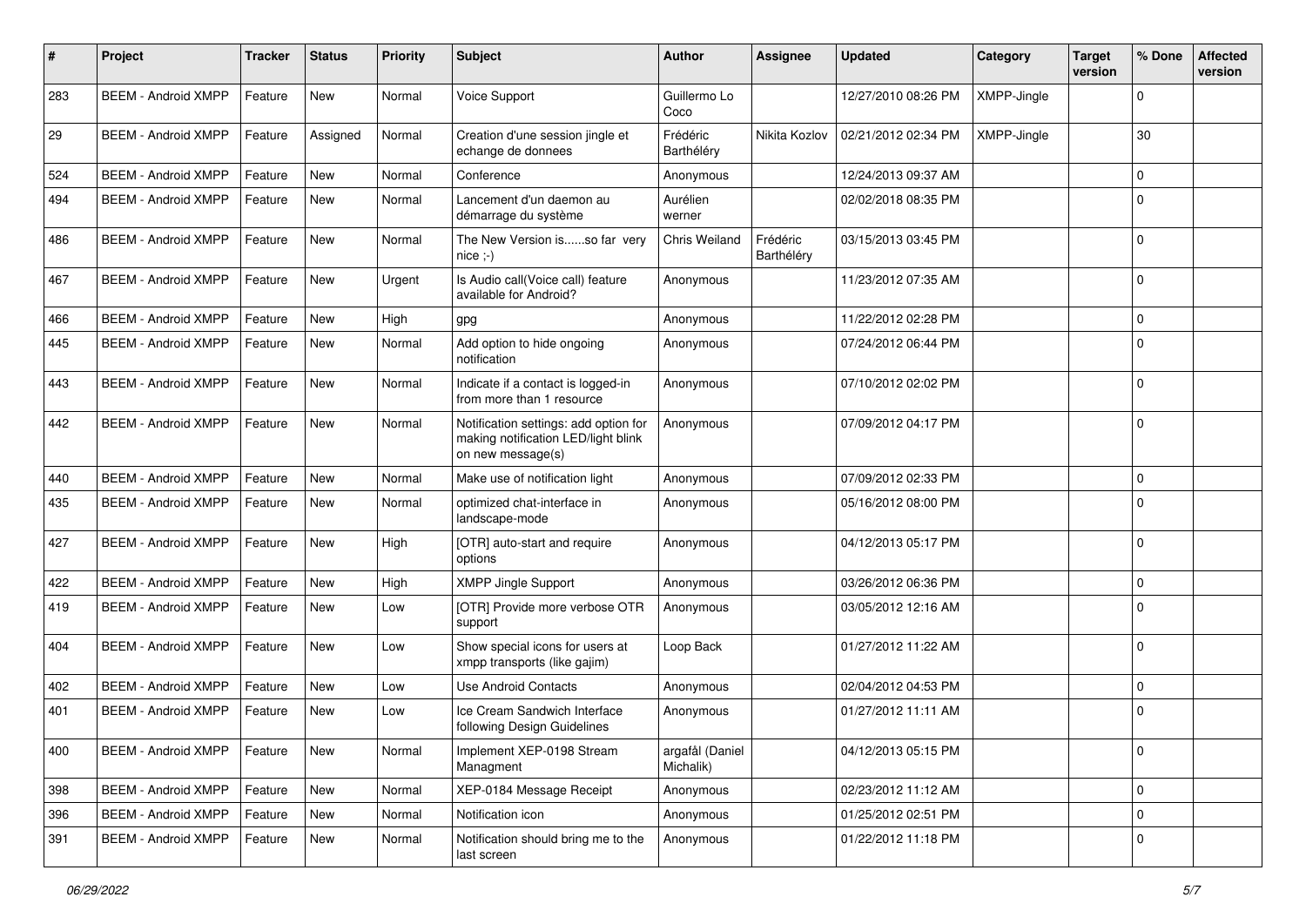| # | Project | Tracker | Status | Priority | Subject | Author | Assignee | Updated | Category | Target version | % Done | Affected version |
|---|---|---|---|---|---|---|---|---|---|---|---|---|
| 283 | BEEM - Android XMPP | Feature | New | Normal | Voice Support | Guillermo Lo Coco | | 12/27/2010 08:26 PM | XMPP-Jingle | | 0 | |
| 29 | BEEM - Android XMPP | Feature | Assigned | Normal | Creation d'une session jingle et echange de donnees | Frédéric Barthéléry | Nikita Kozlov | 02/21/2012 02:34 PM | XMPP-Jingle | | 30 | |
| 524 | BEEM - Android XMPP | Feature | New | Normal | Conference | Anonymous | | 12/24/2013 09:37 AM | | | 0 | |
| 494 | BEEM - Android XMPP | Feature | New | Normal | Lancement d'un daemon au démarrage du système | Aurélien werner | | 02/02/2018 08:35 PM | | | 0 | |
| 486 | BEEM - Android XMPP | Feature | New | Normal | The New Version is......so far very nice ;-) | Chris Weiland | Frédéric Barthéléry | 03/15/2013 03:45 PM | | | 0 | |
| 467 | BEEM - Android XMPP | Feature | New | Urgent | Is Audio call(Voice call) feature available for Android? | Anonymous | | 11/23/2012 07:35 AM | | | 0 | |
| 466 | BEEM - Android XMPP | Feature | New | High | gpg | Anonymous | | 11/22/2012 02:28 PM | | | 0 | |
| 445 | BEEM - Android XMPP | Feature | New | Normal | Add option to hide ongoing notification | Anonymous | | 07/24/2012 06:44 PM | | | 0 | |
| 443 | BEEM - Android XMPP | Feature | New | Normal | Indicate if a contact is logged-in from more than 1 resource | Anonymous | | 07/10/2012 02:02 PM | | | 0 | |
| 442 | BEEM - Android XMPP | Feature | New | Normal | Notification settings: add option for making notification LED/light blink on new message(s) | Anonymous | | 07/09/2012 04:17 PM | | | 0 | |
| 440 | BEEM - Android XMPP | Feature | New | Normal | Make use of notification light | Anonymous | | 07/09/2012 02:33 PM | | | 0 | |
| 435 | BEEM - Android XMPP | Feature | New | Normal | optimized chat-interface in landscape-mode | Anonymous | | 05/16/2012 08:00 PM | | | 0 | |
| 427 | BEEM - Android XMPP | Feature | New | High | [OTR] auto-start and require options | Anonymous | | 04/12/2013 05:17 PM | | | 0 | |
| 422 | BEEM - Android XMPP | Feature | New | High | XMPP Jingle Support | Anonymous | | 03/26/2012 06:36 PM | | | 0 | |
| 419 | BEEM - Android XMPP | Feature | New | Low | [OTR] Provide more verbose OTR support | Anonymous | | 03/05/2012 12:16 AM | | | 0 | |
| 404 | BEEM - Android XMPP | Feature | New | Low | Show special icons for users at xmpp transports (like gajim) | Loop Back | | 01/27/2012 11:22 AM | | | 0 | |
| 402 | BEEM - Android XMPP | Feature | New | Low | Use Android Contacts | Anonymous | | 02/04/2012 04:53 PM | | | 0 | |
| 401 | BEEM - Android XMPP | Feature | New | Low | Ice Cream Sandwich Interface following Design Guidelines | Anonymous | | 01/27/2012 11:11 AM | | | 0 | |
| 400 | BEEM - Android XMPP | Feature | New | Normal | Implement XEP-0198 Stream Managment | argafål (Daniel Michalik) | | 04/12/2013 05:15 PM | | | 0 | |
| 398 | BEEM - Android XMPP | Feature | New | Normal | XEP-0184 Message Receipt | Anonymous | | 02/23/2012 11:12 AM | | | 0 | |
| 396 | BEEM - Android XMPP | Feature | New | Normal | Notification icon | Anonymous | | 01/25/2012 02:51 PM | | | 0 | |
| 391 | BEEM - Android XMPP | Feature | New | Normal | Notification should bring me to the last screen | Anonymous | | 01/22/2012 11:18 PM | | | 0 | |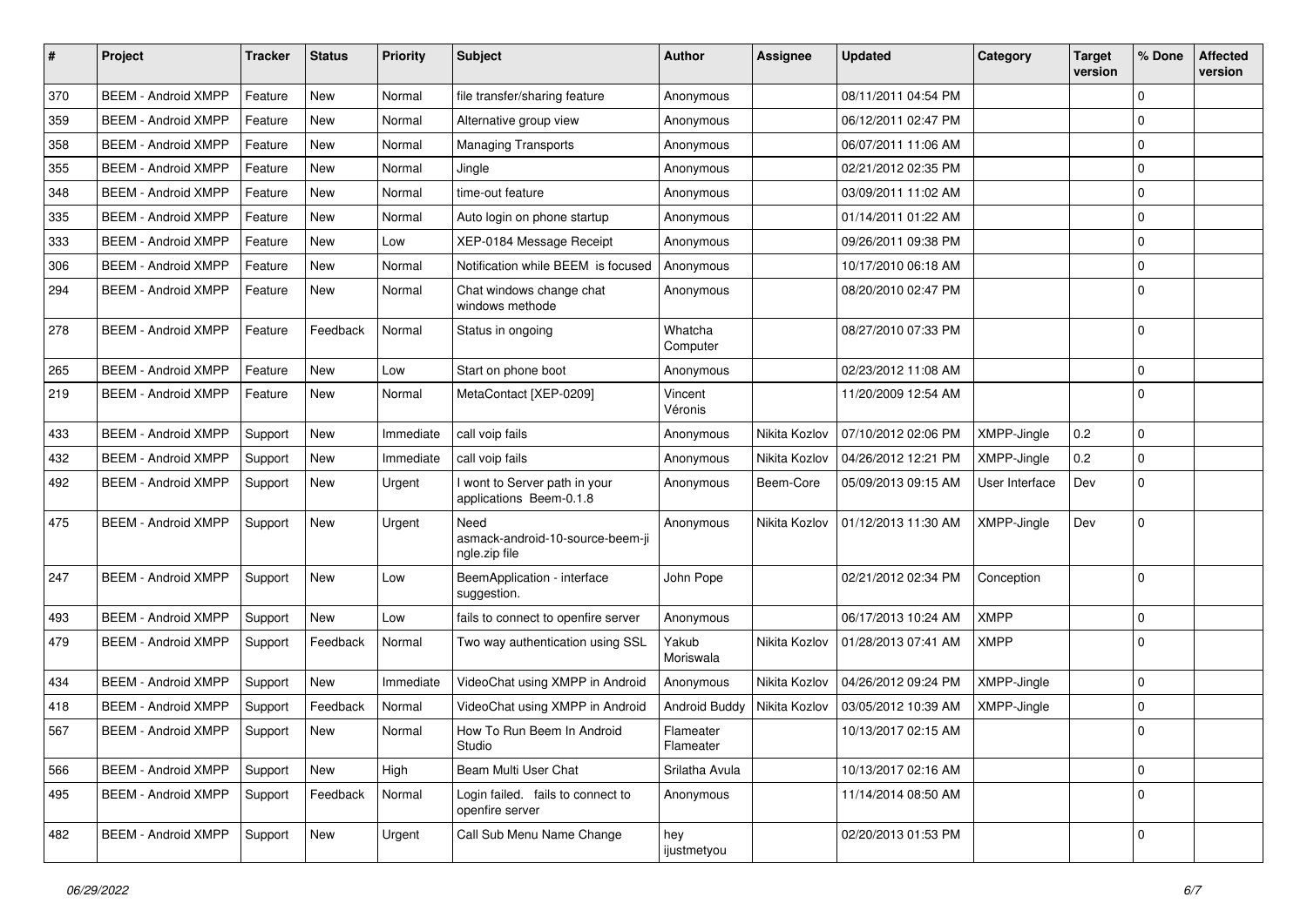| # | Project | Tracker | Status | Priority | Subject | Author | Assignee | Updated | Category | Target version | % Done | Affected version |
|---|---|---|---|---|---|---|---|---|---|---|---|---|
| 370 | BEEM - Android XMPP | Feature | New | Normal | file transfer/sharing feature | Anonymous | | 08/11/2011 04:54 PM | | | 0 | |
| 359 | BEEM - Android XMPP | Feature | New | Normal | Alternative group view | Anonymous | | 06/12/2011 02:47 PM | | | 0 | |
| 358 | BEEM - Android XMPP | Feature | New | Normal | Managing Transports | Anonymous | | 06/07/2011 11:06 AM | | | 0 | |
| 355 | BEEM - Android XMPP | Feature | New | Normal | Jingle | Anonymous | | 02/21/2012 02:35 PM | | | 0 | |
| 348 | BEEM - Android XMPP | Feature | New | Normal | time-out feature | Anonymous | | 03/09/2011 11:02 AM | | | 0 | |
| 335 | BEEM - Android XMPP | Feature | New | Normal | Auto login on phone startup | Anonymous | | 01/14/2011 01:22 AM | | | 0 | |
| 333 | BEEM - Android XMPP | Feature | New | Low | XEP-0184 Message Receipt | Anonymous | | 09/26/2011 09:38 PM | | | 0 | |
| 306 | BEEM - Android XMPP | Feature | New | Normal | Notification while BEEM is focused | Anonymous | | 10/17/2010 06:18 AM | | | 0 | |
| 294 | BEEM - Android XMPP | Feature | New | Normal | Chat windows change chat windows methode | Anonymous | | 08/20/2010 02:47 PM | | | 0 | |
| 278 | BEEM - Android XMPP | Feature | Feedback | Normal | Status in ongoing | Whatcha Computer | | 08/27/2010 07:33 PM | | | 0 | |
| 265 | BEEM - Android XMPP | Feature | New | Low | Start on phone boot | Anonymous | | 02/23/2012 11:08 AM | | | 0 | |
| 219 | BEEM - Android XMPP | Feature | New | Normal | MetaContact [XEP-0209] | Vincent Véronis | | 11/20/2009 12:54 AM | | | 0 | |
| 433 | BEEM - Android XMPP | Support | New | Immediate | call voip fails | Anonymous | Nikita Kozlov | 07/10/2012 02:06 PM | XMPP-Jingle | 0.2 | 0 | |
| 432 | BEEM - Android XMPP | Support | New | Immediate | call voip fails | Anonymous | Nikita Kozlov | 04/26/2012 12:21 PM | XMPP-Jingle | 0.2 | 0 | |
| 492 | BEEM - Android XMPP | Support | New | Urgent | I wont to Server path in your applications Beem-0.1.8 | Anonymous | Beem-Core | 05/09/2013 09:15 AM | User Interface | Dev | 0 | |
| 475 | BEEM - Android XMPP | Support | New | Urgent | Need asmack-android-10-source-beem-jingle.zip file | Anonymous | Nikita Kozlov | 01/12/2013 11:30 AM | XMPP-Jingle | Dev | 0 | |
| 247 | BEEM - Android XMPP | Support | New | Low | BeemApplication - interface suggestion. | John Pope | | 02/21/2012 02:34 PM | Conception | | 0 | |
| 493 | BEEM - Android XMPP | Support | New | Low | fails to connect to openfire server | Anonymous | | 06/17/2013 10:24 AM | XMPP | | 0 | |
| 479 | BEEM - Android XMPP | Support | Feedback | Normal | Two way authentication using SSL | Yakub Moriswala | Nikita Kozlov | 01/28/2013 07:41 AM | XMPP | | 0 | |
| 434 | BEEM - Android XMPP | Support | New | Immediate | VideoChat using XMPP in Android | Anonymous | Nikita Kozlov | 04/26/2012 09:24 PM | XMPP-Jingle | | 0 | |
| 418 | BEEM - Android XMPP | Support | Feedback | Normal | VideoChat using XMPP in Android | Android Buddy | Nikita Kozlov | 03/05/2012 10:39 AM | XMPP-Jingle | | 0 | |
| 567 | BEEM - Android XMPP | Support | New | Normal | How To Run Beem In Android Studio | Flameater Flameater | | 10/13/2017 02:15 AM | | | 0 | |
| 566 | BEEM - Android XMPP | Support | New | High | Beam Multi User Chat | Srilatha Avula | | 10/13/2017 02:16 AM | | | 0 | |
| 495 | BEEM - Android XMPP | Support | Feedback | Normal | Login failed. fails to connect to openfire server | Anonymous | | 11/14/2014 08:50 AM | | | 0 | |
| 482 | BEEM - Android XMPP | Support | New | Urgent | Call Sub Menu Name Change | hey ijustmetyou | | 02/20/2013 01:53 PM | | | 0 | |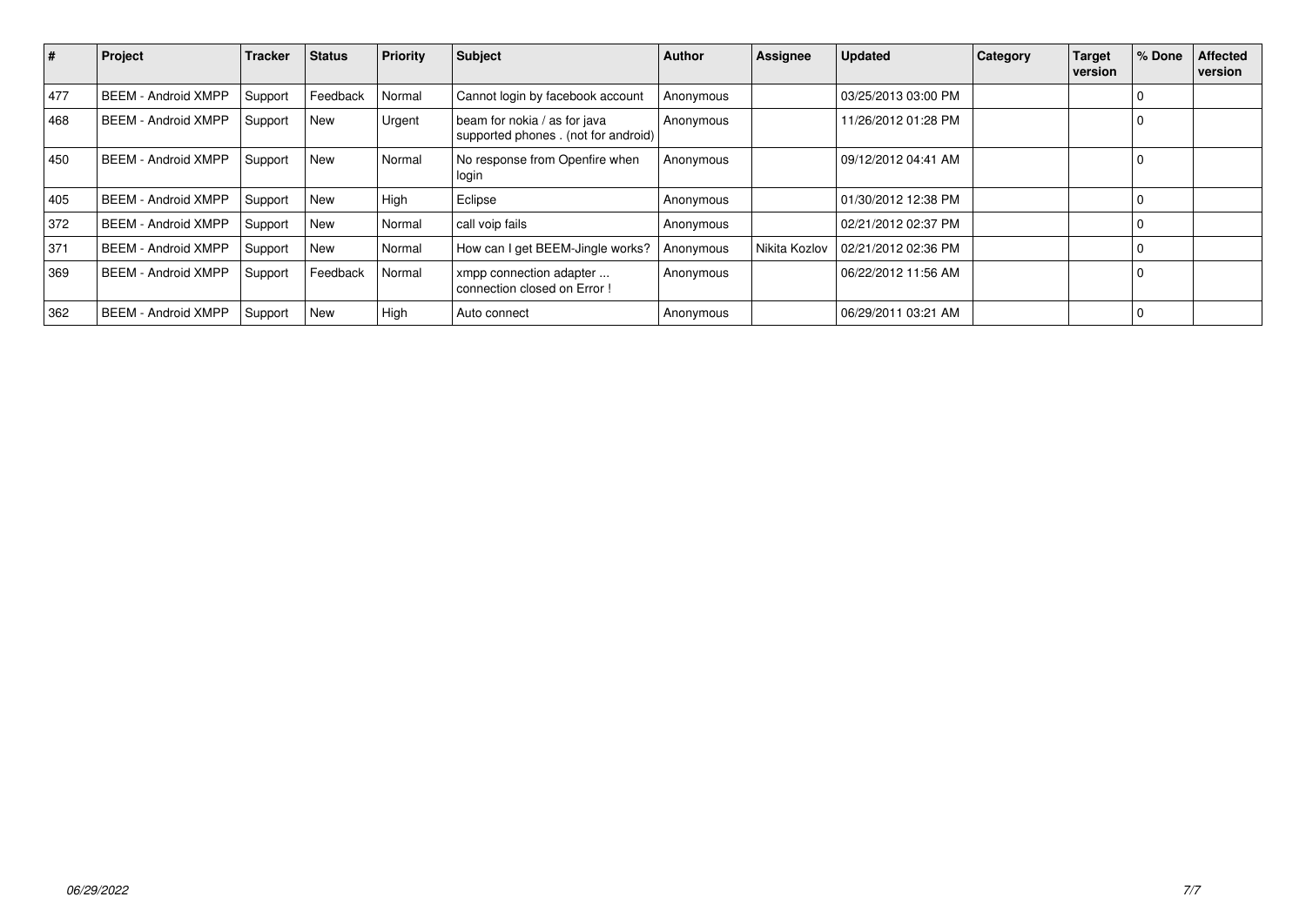| # | Project | Tracker | Status | Priority | Subject | Author | Assignee | Updated | Category | Target version | % Done | Affected version |
|---|---|---|---|---|---|---|---|---|---|---|---|---|
| 477 | BEEM - Android XMPP | Support | Feedback | Normal | Cannot login by facebook account | Anonymous | | 03/25/2013 03:00 PM | | | 0 | |
| 468 | BEEM - Android XMPP | Support | New | Urgent | beam for nokia / as for java supported phones . (not for android) | Anonymous | | 11/26/2012 01:28 PM | | | 0 | |
| 450 | BEEM - Android XMPP | Support | New | Normal | No response from Openfire when login | Anonymous | | 09/12/2012 04:41 AM | | | 0 | |
| 405 | BEEM - Android XMPP | Support | New | High | Eclipse | Anonymous | | 01/30/2012 12:38 PM | | | 0 | |
| 372 | BEEM - Android XMPP | Support | New | Normal | call voip fails | Anonymous | | 02/21/2012 02:37 PM | | | 0 | |
| 371 | BEEM - Android XMPP | Support | New | Normal | How can I get BEEM-Jingle works? | Anonymous | Nikita Kozlov | 02/21/2012 02:36 PM | | | 0 | |
| 369 | BEEM - Android XMPP | Support | Feedback | Normal | xmpp connection adapter ... connection closed on Error ! | Anonymous | | 06/22/2012 11:56 AM | | | 0 | |
| 362 | BEEM - Android XMPP | Support | New | High | Auto connect | Anonymous | | 06/29/2011 03:21 AM | | | 0 | |